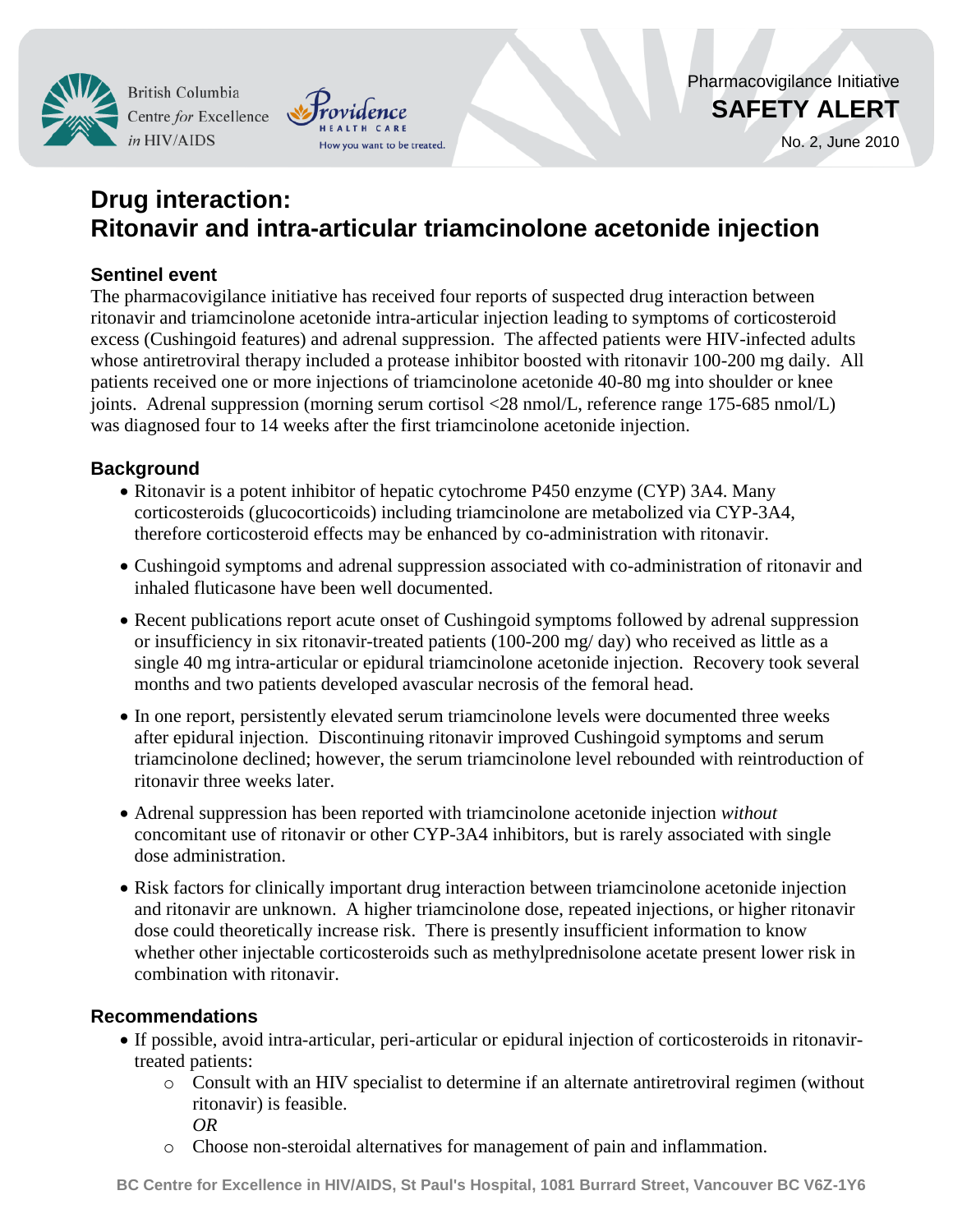British Columbia Centre *for* Excellence *in* HIV/AIDS

Providence HEALTH CARE — How you want to be treated.

Pharmacovigilance Initiative

**SAFETY ALERT**

No. 2, June 2010

# Drug interaction: Ritonavir and intra-articular triamcinolone acetonide injection

## Sentinel event

The pharmacovigilance initiative has received four reports of suspected drug interaction between ritonavir and triamcinolone acetonide intra-articular injection leading to symptoms of corticosteroid excess (Cushingoid features) and adrenal suppression. The affected patients were HIV-infected adults whose antiretroviral therapy included a protease inhibitor boosted with ritonavir 100-200 mg daily. All patients received one or more injections of triamcinolone acetonide 40-80 mg into shoulder or knee joints. Adrenal suppression (morning serum cortisol <28 nmol/L, reference range 175-685 nmol/L) was diagnosed four to 14 weeks after the first triamcinolone acetonide injection.

## Background

- Ritonavir is a potent inhibitor of hepatic cytochrome P450 enzyme (CYP) 3A4. Many corticosteroids (glucocorticoids) including triamcinolone are metabolized via CYP-3A4, therefore corticosteroid effects may be enhanced by co-administration with ritonavir.
- Cushingoid symptoms and adrenal suppression associated with co-administration of ritonavir and inhaled fluticasone have been well documented.
- Recent publications report acute onset of Cushingoid symptoms followed by adrenal suppression or insufficiency in six ritonavir-treated patients (100-200 mg/ day) who received as little as a single 40 mg intra-articular or epidural triamcinolone acetonide injection. Recovery took several months and two patients developed avascular necrosis of the femoral head.
- In one report, persistently elevated serum triamcinolone levels were documented three weeks after epidural injection. Discontinuing ritonavir improved Cushingoid symptoms and serum triamcinolone declined; however, the serum triamcinolone level rebounded with reintroduction of ritonavir three weeks later.
- Adrenal suppression has been reported with triamcinolone acetonide injection *without* concomitant use of ritonavir or other CYP-3A4 inhibitors, but is rarely associated with single dose administration.
- Risk factors for clinically important drug interaction between triamcinolone acetonide injection and ritonavir are unknown. A higher triamcinolone dose, repeated injections, or higher ritonavir dose could theoretically increase risk. There is presently insufficient information to know whether other injectable corticosteroids such as methylprednisolone acetate present lower risk in combination with ritonavir.

## Recommendations

- If possible, avoid intra-articular, peri-articular or epidural injection of corticosteroids in ritonavir-treated patients:
  - Consult with an HIV specialist to determine if an alternate antiretroviral regimen (without ritonavir) is feasible.
    *OR*
  - Choose non-steroidal alternatives for management of pain and inflammation.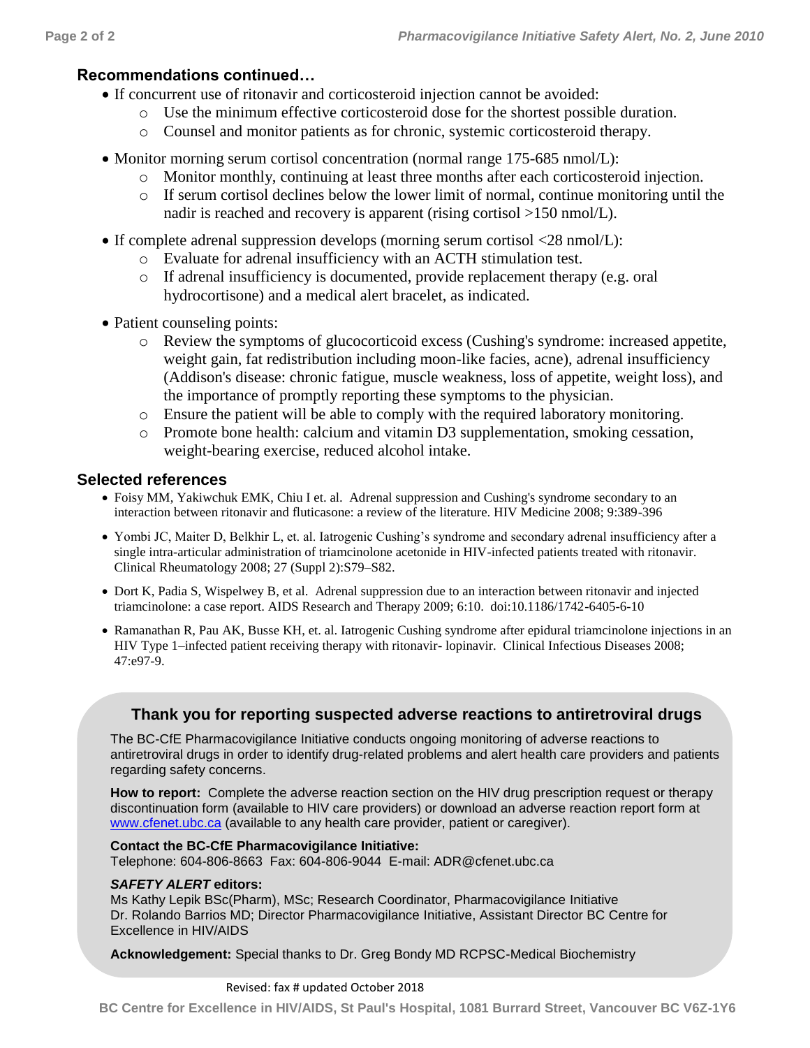## Recommendations continued…

- If concurrent use of ritonavir and corticosteroid injection cannot be avoided:
    - Use the minimum effective corticosteroid dose for the shortest possible duration.
    - Counsel and monitor patients as for chronic, systemic corticosteroid therapy.
- Monitor morning serum cortisol concentration (normal range 175-685 nmol/L):
    - Monitor monthly, continuing at least three months after each corticosteroid injection.
    - If serum cortisol declines below the lower limit of normal, continue monitoring until the nadir is reached and recovery is apparent (rising cortisol >150 nmol/L).
- If complete adrenal suppression develops (morning serum cortisol <28 nmol/L):
    - Evaluate for adrenal insufficiency with an ACTH stimulation test.
    - If adrenal insufficiency is documented, provide replacement therapy (e.g. oral hydrocortisone) and a medical alert bracelet, as indicated.
- Patient counseling points:
    - Review the symptoms of glucocorticoid excess (Cushing's syndrome: increased appetite, weight gain, fat redistribution including moon-like facies, acne), adrenal insufficiency (Addison's disease: chronic fatigue, muscle weakness, loss of appetite, weight loss), and the importance of promptly reporting these symptoms to the physician.
    - Ensure the patient will be able to comply with the required laboratory monitoring.
    - Promote bone health: calcium and vitamin D3 supplementation, smoking cessation, weight-bearing exercise, reduced alcohol intake.

## Selected references

- Foisy MM, Yakiwchuk EMK, Chiu I et. al. Adrenal suppression and Cushing's syndrome secondary to an interaction between ritonavir and fluticasone: a review of the literature. HIV Medicine 2008; 9:389-396
- Yombi JC, Maiter D, Belkhir L, et. al. Iatrogenic Cushing's syndrome and secondary adrenal insufficiency after a single intra-articular administration of triamcinolone acetonide in HIV-infected patients treated with ritonavir. Clinical Rheumatology 2008; 27 (Suppl 2):S79–S82.
- Dort K, Padia S, Wispelwey B, et al. Adrenal suppression due to an interaction between ritonavir and injected triamcinolone: a case report. AIDS Research and Therapy 2009; 6:10. doi:10.1186/1742-6405-6-10
- Ramanathan R, Pau AK, Busse KH, et. al. Iatrogenic Cushing syndrome after epidural triamcinolone injections in an HIV Type 1–infected patient receiving therapy with ritonavir- lopinavir. Clinical Infectious Diseases 2008; 47:e97-9.

### Thank you for reporting suspected adverse reactions to antiretroviral drugs

The BC-CfE Pharmacovigilance Initiative conducts ongoing monitoring of adverse reactions to antiretroviral drugs in order to identify drug-related problems and alert health care providers and patients regarding safety concerns.

**How to report:** Complete the adverse reaction section on the HIV drug prescription request or therapy discontinuation form (available to HIV care providers) or download an adverse reaction report form at www.cfenet.ubc.ca (available to any health care provider, patient or caregiver).

**Contact the BC-CfE Pharmacovigilance Initiative:**
Telephone: 604-806-8663 Fax: 604-806-9044 E-mail: ADR@cfenet.ubc.ca

***SAFETY ALERT* editors:**
Ms Kathy Lepik BSc(Pharm), MSc; Research Coordinator, Pharmacovigilance Initiative
Dr. Rolando Barrios MD; Director Pharmacovigilance Initiative, Assistant Director BC Centre for Excellence in HIV/AIDS

**Acknowledgement:** Special thanks to Dr. Greg Bondy MD RCPSC-Medical Biochemistry

Revised: fax # updated October 2018

**BC Centre for Excellence in HIV/AIDS, St Paul's Hospital, 1081 Burrard Street, Vancouver BC V6Z-1Y6**